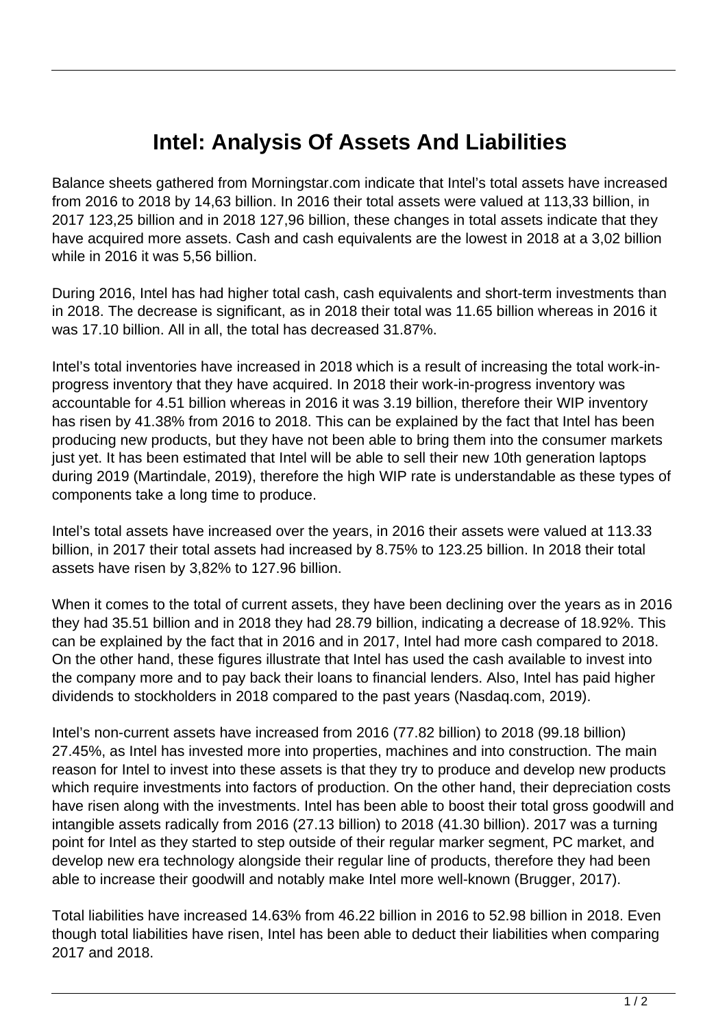# Intel: Analysis Of Assets And Liabilities

Balance sheets gathered from Morningstar.com indicate that Intel's total assets have increased from 2016 to 2018 by 14,63 billion. In 2016 their total assets were valued at 113,33 billion, in 2017 123,25 billion and in 2018 127,96 billion, these changes in total assets indicate that they have acquired more assets. Cash and cash equivalents are the lowest in 2018 at a 3,02 billion while in 2016 it was 5,56 billion.

During 2016, Intel has had higher total cash, cash equivalents and short-term investments than in 2018. The decrease is significant, as in 2018 their total was 11.65 billion whereas in 2016 it was 17.10 billion. All in all, the total has decreased 31.87%.

Intel's total inventories have increased in 2018 which is a result of increasing the total work-in-progress inventory that they have acquired. In 2018 their work-in-progress inventory was accountable for 4.51 billion whereas in 2016 it was 3.19 billion, therefore their WIP inventory has risen by 41.38% from 2016 to 2018. This can be explained by the fact that Intel has been producing new products, but they have not been able to bring them into the consumer markets just yet. It has been estimated that Intel will be able to sell their new 10th generation laptops during 2019 (Martindale, 2019), therefore the high WIP rate is understandable as these types of components take a long time to produce.

Intel's total assets have increased over the years, in 2016 their assets were valued at 113.33 billion, in 2017 their total assets had increased by 8.75% to 123.25 billion. In 2018 their total assets have risen by 3,82% to 127.96 billion.

When it comes to the total of current assets, they have been declining over the years as in 2016 they had 35.51 billion and in 2018 they had 28.79 billion, indicating a decrease of 18.92%. This can be explained by the fact that in 2016 and in 2017, Intel had more cash compared to 2018. On the other hand, these figures illustrate that Intel has used the cash available to invest into the company more and to pay back their loans to financial lenders. Also, Intel has paid higher dividends to stockholders in 2018 compared to the past years (Nasdaq.com, 2019).

Intel's non-current assets have increased from 2016 (77.82 billion) to 2018 (99.18 billion) 27.45%, as Intel has invested more into properties, machines and into construction. The main reason for Intel to invest into these assets is that they try to produce and develop new products which require investments into factors of production. On the other hand, their depreciation costs have risen along with the investments. Intel has been able to boost their total gross goodwill and intangible assets radically from 2016 (27.13 billion) to 2018 (41.30 billion). 2017 was a turning point for Intel as they started to step outside of their regular marker segment, PC market, and develop new era technology alongside their regular line of products, therefore they had been able to increase their goodwill and notably make Intel more well-known (Brugger, 2017).

Total liabilities have increased 14.63% from 46.22 billion in 2016 to 52.98 billion in 2018. Even though total liabilities have risen, Intel has been able to deduct their liabilities when comparing 2017 and 2018.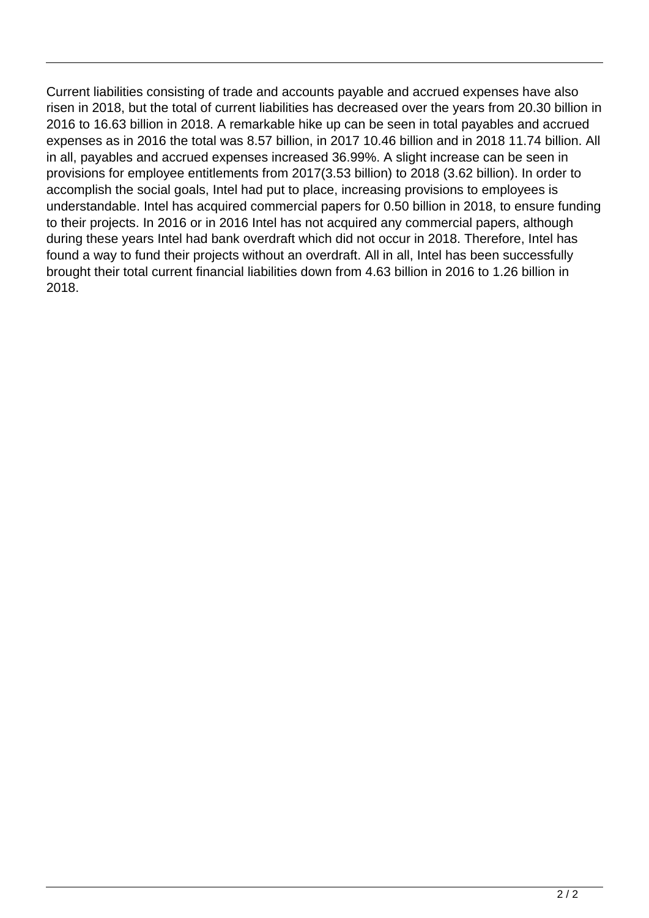Current liabilities consisting of trade and accounts payable and accrued expenses have also risen in 2018, but the total of current liabilities has decreased over the years from 20.30 billion in 2016 to 16.63 billion in 2018. A remarkable hike up can be seen in total payables and accrued expenses as in 2016 the total was 8.57 billion, in 2017 10.46 billion and in 2018 11.74 billion. All in all, payables and accrued expenses increased 36.99%. A slight increase can be seen in provisions for employee entitlements from 2017(3.53 billion) to 2018 (3.62 billion). In order to accomplish the social goals, Intel had put to place, increasing provisions to employees is understandable. Intel has acquired commercial papers for 0.50 billion in 2018, to ensure funding to their projects. In 2016 or in 2016 Intel has not acquired any commercial papers, although during these years Intel had bank overdraft which did not occur in 2018. Therefore, Intel has found a way to fund their projects without an overdraft. All in all, Intel has been successfully brought their total current financial liabilities down from 4.63 billion in 2016 to 1.26 billion in 2018.